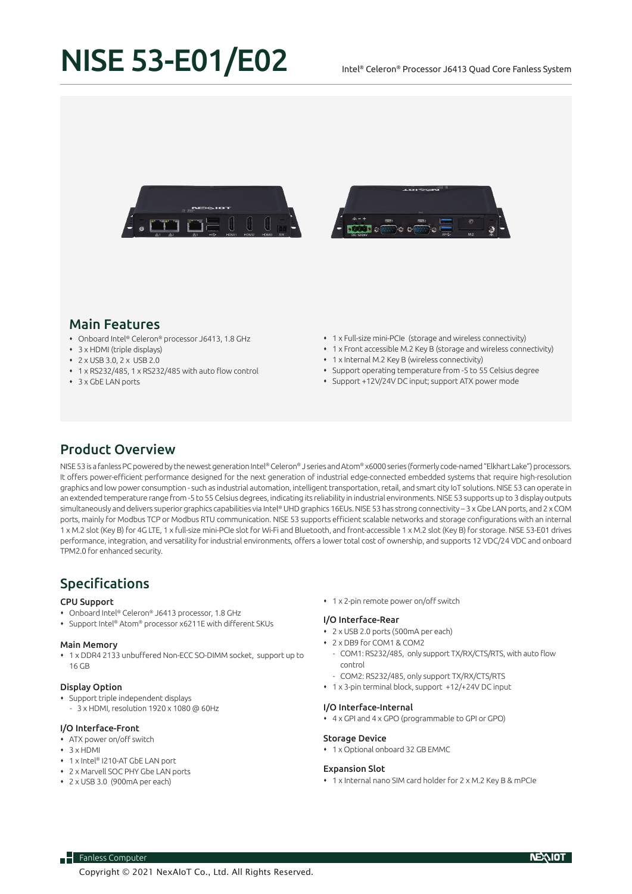# NISE 53-E01/E02

Intel® Celeron® Processor J6413 Quad Core Fanless System

## Main Features

- Onboard Intel® Celeron® processor J6413, 1.8 GHz
- 3 x HDMI (triple displays)
- 2 x USB 3.0, 2 x USB 2.0
- 1 x RS232/485, 1 x RS232/485 with auto flow control
- 3 x GbE LAN ports
- 1 x Full-size mini-PCIe (storage and wireless connectivity)
- 1 x Front accessible M.2 Key B (storage and wireless connectivity)
- 1 x Internal M.2 Key B (wireless connectivity)
- Support operating temperature from -5 to 55 Celsius degree
- Support +12V/24V DC input; support ATX power mode

## Product Overview

NISE 53 is a fanless PC powered by the newest generation Intel® Celeron® J series and Atom® x6000 series (formerly code-named "Elkhart Lake") processors. It offers power-efficient performance designed for the next generation of industrial edge-connected embedded systems that require high-resolution graphics and low power consumption - such as industrial automation, intelligent transportation, retail, and smart city IoT solutions. NISE 53 can operate in an extended temperature range from -5 to 55 Celsius degrees, indicating its reliability in industrial environments. NISE 53 supports up to 3 display outputs simultaneously and delivers superior graphics capabilities via Intel® UHD graphics 16EUs. NISE 53 has strong connectivity – 3 x Gbe LAN ports, and 2 x COM ports, mainly for Modbus TCP or Modbus RTU communication. NISE 53 supports efficient scalable networks and storage configurations with an internal 1 x M.2 slot (Key B) for 4G LTE, 1 x full-size mini-PCIe slot for Wi-Fi and Bluetooth, and front-accessible 1 x M.2 slot (Key B) for storage. NISE 53-E01 drives performance, integration, and versatility for industrial environments, offers a lower total cost of ownership, and supports 12 VDC/24 VDC and onboard TPM2.0 for enhanced security.

## Specifications

### CPU Support

- Onboard Intel® Celeron® J6413 processor, 1.8 GHz
- Support Intel® Atom® processor x6211E with different SKUs

### Main Memory

- 1 x DDR4 2133 unbuffered Non-ECC SO-DIMM socket, support up to 16 GB

### Display Option

- Support triple independent displays
  - 3 x HDMI, resolution 1920 x 1080 @ 60Hz

### I/O Interface-Front

- ATX power on/off switch
- 3 x HDMI
- 1 x Intel® I210-AT GbE LAN port
- 2 x Marvell SOC PHY Gbe LAN ports
- 2 x USB 3.0 (900mA per each)
- 1 x 2-pin remote power on/off switch

### I/O Interface-Rear

- 2 x USB 2.0 ports (500mA per each)
- 2 x DB9 for COM1 & COM2
  - COM1: RS232/485, only support TX/RX/CTS/RTS, with auto flow control
  - COM2: RS232/485, only support TX/RX/CTS/RTS
- 1 x 3-pin terminal block, support +12/+24V DC input

### I/O Interface-Internal

- 4 x GPI and 4 x GPO (programmable to GPI or GPO)

### Storage Device

- 1 x Optional onboard 32 GB EMMC

### Expansion Slot

- 1 x Internal nano SIM card holder for 2 x M.2 Key B & mPCIe

Copyright © 2021 NexAIoT Co., Ltd. All Rights Reserved.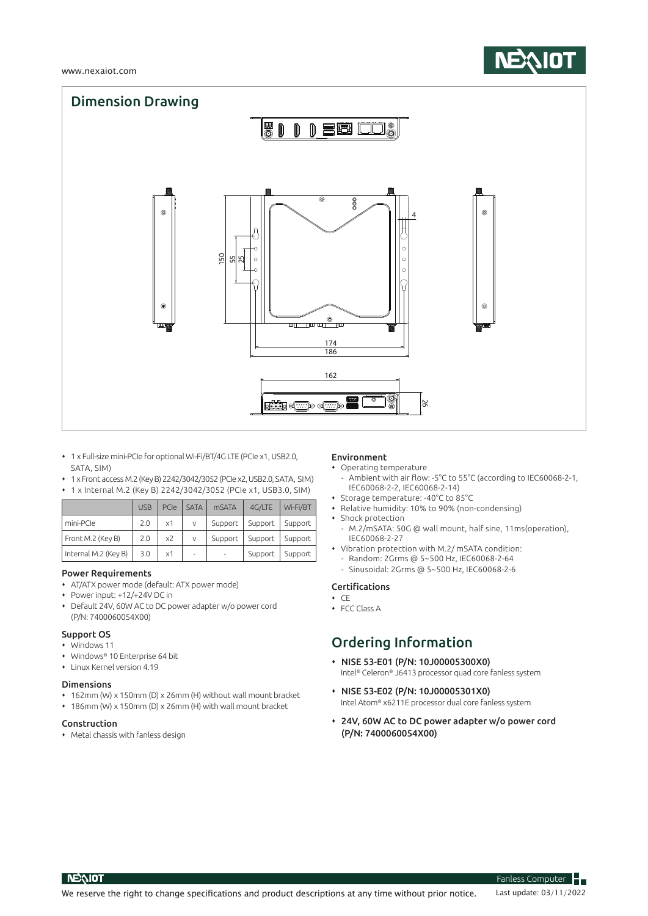## Dimension Drawing

150
55
25
4
174
186
162
26

- 1 x Full-size mini-PCIe for optional Wi-Fi/BT/4G LTE (PCIe x1, USB2.0, SATA, SIM)
- 1 x Front access M.2 (Key B) 2242/3042/3052 (PCIe x2, USB2.0, SATA, SIM)
- 1 x Internal M.2 (Key B) 2242/3042/3052 (PCIe x1, USB3.0, SIM)

| | USB | PCIe | SATA | mSATA | 4G/LTE | Wi-Fi/BT |
|---|---|---|---|---|---|---|
| mini-PCIe | 2.0 | x1 | v | Support | Support | Support |
| Front M.2 (Key B) | 2.0 | x2 | v | Support | Support | Support |
| Internal M.2 (Key B) | 3.0 | x1 | - | - | Support | Support |

### Power Requirements
- AT/ATX power mode (default: ATX power mode)
- Power input: +12/+24V DC in
- Default 24V, 60W AC to DC power adapter w/o power cord (P/N: 7400060054X00)

### Support OS
- Windows 11
- Windows® 10 Enterprise 64 bit
- Linux Kernel version 4.19

### Dimensions
- 162mm (W) x 150mm (D) x 26mm (H) without wall mount bracket
- 186mm (W) x 150mm (D) x 26mm (H) with wall mount bracket

### Construction
- Metal chassis with fanless design

### Environment
- Operating temperature
  - Ambient with air flow: -5°C to 55°C (according to IEC60068-2-1, IEC60068-2-2, IEC60068-2-14)
- Storage temperature: -40°C to 85°C
- Relative humidity: 10% to 90% (non-condensing)
- Shock protection
  - M.2/mSATA: 50G @ wall mount, half sine, 11ms(operation), IEC60068-2-27
- Vibration protection with M.2/ mSATA condition:
  - Random: 2Grms @ 5~500 Hz, IEC60068-2-64
  - Sinusoidal: 2Grms @ 5~500 Hz, IEC60068-2-6

### Certifications
- CE
- FCC Class A

## Ordering Information

- **NISE 53-E01 (P/N: 10J00005300X0)**
  Intel® Celeron® J6413 processor quad core fanless system
- **NISE 53-E02 (P/N: 10J00005301X0)**
  Intel Atom® x6211E processor dual core fanless system
- **24V, 60W AC to DC power adapter w/o power cord (P/N: 7400060054X00)**

We reserve the right to change specifications and product descriptions at any time without prior notice.